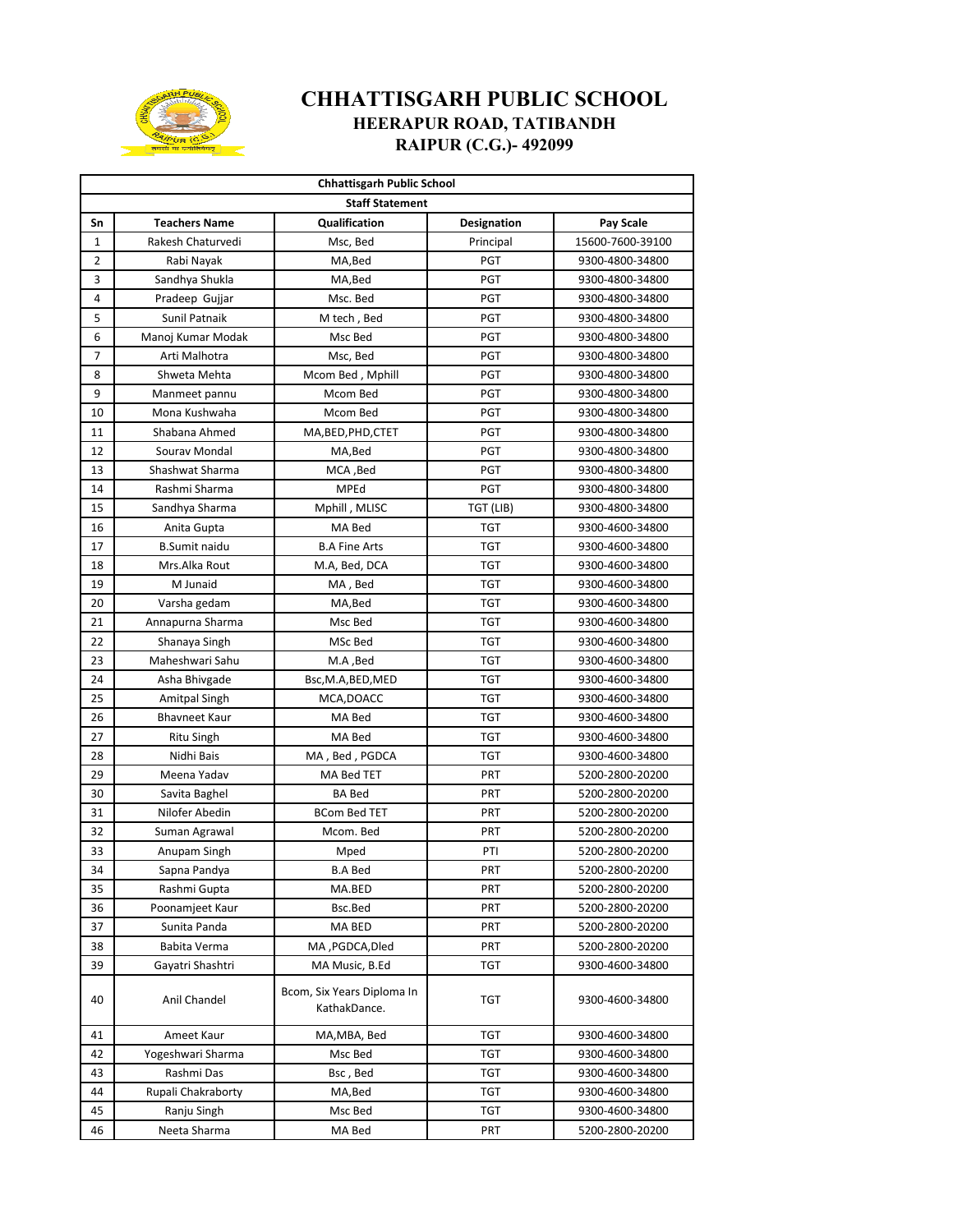# CHHATTISGARH PUBLIC SCHOOL

## HEERAPUR ROAD, TATIBANDH

## RAIPUR (C.G.)- 492099

| Chhattisgarh Public School | | | | |
|---|---|---|---|---|
| **Staff Statement** | | | | |
| **Sn** | **Teachers Name** | **Qualification** | **Designation** | **Pay Scale** |
| 1 | Rakesh Chaturvedi | Msc, Bed | Principal | 15600-7600-39100 |
| 2 | Rabi Nayak | MA,Bed | PGT | 9300-4800-34800 |
| 3 | Sandhya Shukla | MA,Bed | PGT | 9300-4800-34800 |
| 4 | Pradeep Gujjar | Msc. Bed | PGT | 9300-4800-34800 |
| 5 | Sunil Patnaik | M tech , Bed | PGT | 9300-4800-34800 |
| 6 | Manoj Kumar Modak | Msc Bed | PGT | 9300-4800-34800 |
| 7 | Arti Malhotra | Msc, Bed | PGT | 9300-4800-34800 |
| 8 | Shweta Mehta | Mcom Bed , Mphill | PGT | 9300-4800-34800 |
| 9 | Manmeet pannu | Mcom Bed | PGT | 9300-4800-34800 |
| 10 | Mona Kushwaha | Mcom Bed | PGT | 9300-4800-34800 |
| 11 | Shabana Ahmed | MA,BED,PHD,CTET | PGT | 9300-4800-34800 |
| 12 | Sourav Mondal | MA,Bed | PGT | 9300-4800-34800 |
| 13 | Shashwat Sharma | MCA ,Bed | PGT | 9300-4800-34800 |
| 14 | Rashmi Sharma | MPEd | PGT | 9300-4800-34800 |
| 15 | Sandhya Sharma | Mphill , MLISC | TGT (LIB) | 9300-4800-34800 |
| 16 | Anita Gupta | MA Bed | TGT | 9300-4600-34800 |
| 17 | B.Sumit naidu | B.A Fine Arts | TGT | 9300-4600-34800 |
| 18 | Mrs.Alka Rout | M.A, Bed, DCA | TGT | 9300-4600-34800 |
| 19 | M Junaid | MA , Bed | TGT | 9300-4600-34800 |
| 20 | Varsha gedam | MA,Bed | TGT | 9300-4600-34800 |
| 21 | Annapurna Sharma | Msc Bed | TGT | 9300-4600-34800 |
| 22 | Shanaya Singh | MSc Bed | TGT | 9300-4600-34800 |
| 23 | Maheshwari Sahu | M.A ,Bed | TGT | 9300-4600-34800 |
| 24 | Asha Bhivgade | Bsc,M.A,BED,MED | TGT | 9300-4600-34800 |
| 25 | Amitpal Singh | MCA,DOACC | TGT | 9300-4600-34800 |
| 26 | Bhavneet Kaur | MA Bed | TGT | 9300-4600-34800 |
| 27 | Ritu Singh | MA Bed | TGT | 9300-4600-34800 |
| 28 | Nidhi Bais | MA , Bed , PGDCA | TGT | 9300-4600-34800 |
| 29 | Meena Yadav | MA Bed TET | PRT | 5200-2800-20200 |
| 30 | Savita Baghel | BA Bed | PRT | 5200-2800-20200 |
| 31 | Nilofer Abedin | BCom Bed TET | PRT | 5200-2800-20200 |
| 32 | Suman Agrawal | Mcom. Bed | PRT | 5200-2800-20200 |
| 33 | Anupam Singh | Mped | PTI | 5200-2800-20200 |
| 34 | Sapna Pandya | B.A Bed | PRT | 5200-2800-20200 |
| 35 | Rashmi Gupta | MA.BED | PRT | 5200-2800-20200 |
| 36 | Poonamjeet Kaur | Bsc.Bed | PRT | 5200-2800-20200 |
| 37 | Sunita Panda | MA BED | PRT | 5200-2800-20200 |
| 38 | Babita Verma | MA ,PGDCA,Dled | PRT | 5200-2800-20200 |
| 39 | Gayatri Shashtri | MA Music, B.Ed | TGT | 9300-4600-34800 |
| 40 | Anil Chandel | Bcom, Six Years Diploma In KathakDance. | TGT | 9300-4600-34800 |
| 41 | Ameet Kaur | MA,MBA, Bed | TGT | 9300-4600-34800 |
| 42 | Yogeshwari Sharma | Msc Bed | TGT | 9300-4600-34800 |
| 43 | Rashmi Das | Bsc , Bed | TGT | 9300-4600-34800 |
| 44 | Rupali Chakraborty | MA,Bed | TGT | 9300-4600-34800 |
| 45 | Ranju Singh | Msc Bed | TGT | 9300-4600-34800 |
| 46 | Neeta Sharma | MA Bed | PRT | 5200-2800-20200 |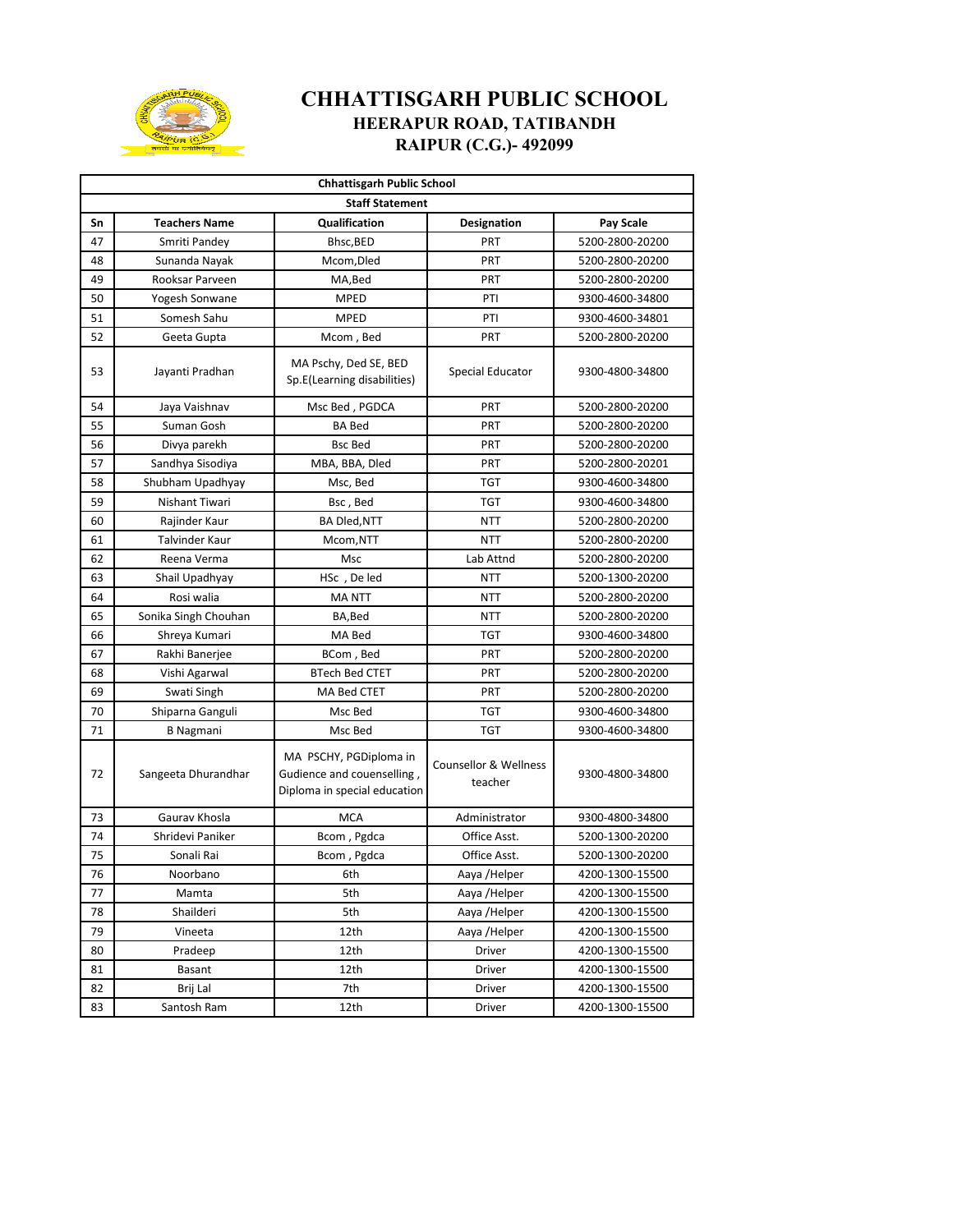# CHHATTISGARH PUBLIC SCHOOL
## HEERAPUR ROAD, TATIBANDH
## RAIPUR (C.G.)- 492099

| Chhattisgarh Public School | | | | |
|---|---|---|---|---|
| **Staff Statement** | | | | |
| **Sn** | **Teachers Name** | **Qualification** | **Designation** | **Pay Scale** |
| 47 | Smriti Pandey | Bhsc,BED | PRT | 5200-2800-20200 |
| 48 | Sunanda Nayak | Mcom,Dled | PRT | 5200-2800-20200 |
| 49 | Rooksar Parveen | MA,Bed | PRT | 5200-2800-20200 |
| 50 | Yogesh Sonwane | MPED | PTI | 9300-4600-34800 |
| 51 | Somesh Sahu | MPED | PTI | 9300-4600-34801 |
| 52 | Geeta Gupta | Mcom , Bed | PRT | 5200-2800-20200 |
| 53 | Jayanti Pradhan | MA Pschy, Ded SE, BED Sp.E(Learning disabilities) | Special Educator | 9300-4800-34800 |
| 54 | Jaya Vaishnav | Msc Bed , PGDCA | PRT | 5200-2800-20200 |
| 55 | Suman Gosh | BA Bed | PRT | 5200-2800-20200 |
| 56 | Divya parekh | Bsc Bed | PRT | 5200-2800-20200 |
| 57 | Sandhya Sisodiya | MBA, BBA, Dled | PRT | 5200-2800-20201 |
| 58 | Shubham Upadhyay | Msc, Bed | TGT | 9300-4600-34800 |
| 59 | Nishant Tiwari | Bsc , Bed | TGT | 9300-4600-34800 |
| 60 | Rajinder Kaur | BA Dled,NTT | NTT | 5200-2800-20200 |
| 61 | Talvinder Kaur | Mcom,NTT | NTT | 5200-2800-20200 |
| 62 | Reena Verma | Msc | Lab Attnd | 5200-2800-20200 |
| 63 | Shail Upadhyay | HSc , De led | NTT | 5200-1300-20200 |
| 64 | Rosi walia | MA NTT | NTT | 5200-2800-20200 |
| 65 | Sonika Singh Chouhan | BA,Bed | NTT | 5200-2800-20200 |
| 66 | Shreya Kumari | MA Bed | TGT | 9300-4600-34800 |
| 67 | Rakhi Banerjee | BCom , Bed | PRT | 5200-2800-20200 |
| 68 | Vishi Agarwal | BTech Bed CTET | PRT | 5200-2800-20200 |
| 69 | Swati Singh | MA Bed CTET | PRT | 5200-2800-20200 |
| 70 | Shiparna Ganguli | Msc Bed | TGT | 9300-4600-34800 |
| 71 | B Nagmani | Msc Bed | TGT | 9300-4600-34800 |
| 72 | Sangeeta Dhurandhar | MA PSCHY, PGDiploma in Gudience and couenselling , Diploma in special education | Counsellor & Wellness teacher | 9300-4800-34800 |
| 73 | Gaurav Khosla | MCA | Administrator | 9300-4800-34800 |
| 74 | Shridevi Paniker | Bcom , Pgdca | Office Asst. | 5200-1300-20200 |
| 75 | Sonali Rai | Bcom , Pgdca | Office Asst. | 5200-1300-20200 |
| 76 | Noorbano | 6th | Aaya /Helper | 4200-1300-15500 |
| 77 | Mamta | 5th | Aaya /Helper | 4200-1300-15500 |
| 78 | Shailderi | 5th | Aaya /Helper | 4200-1300-15500 |
| 79 | Vineeta | 12th | Aaya /Helper | 4200-1300-15500 |
| 80 | Pradeep | 12th | Driver | 4200-1300-15500 |
| 81 | Basant | 12th | Driver | 4200-1300-15500 |
| 82 | Brij Lal | 7th | Driver | 4200-1300-15500 |
| 83 | Santosh Ram | 12th | Driver | 4200-1300-15500 |